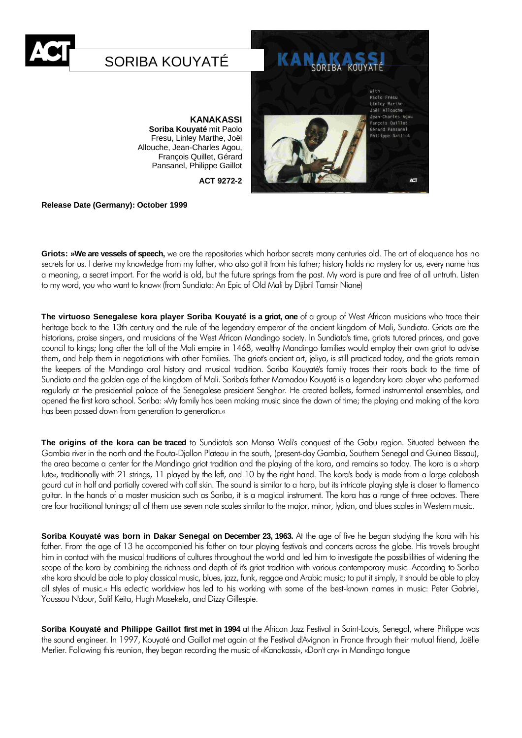# SORIBA KOUYATÉ

**KANAKASSI**
**Soriba Kouyaté** mit Paolo Fresu, Linley Marthe, Joël Allouche, Jean-Charles Agou, François Quillet, Gérard Pansanel, Philippe Gaillot

**ACT 9272-2**

**Release Date (Germany): October 1999**

**Griots: »We are vessels of speech,** we are the repositories which harbor secrets many centuries old. The art of eloquence has no secrets for us. I derive my knowledge from my father, who also got it from his father; history holds no mystery for us, every name has a meaning, a secret import. For the world is old, but the future springs from the past. My word is pure and free of all untruth. Listen to my word, you who want to know« (from Sundiata: An Epic of Old Mali by Djibril Tamsir Niane)

**The virtuoso Senegalese kora player Soriba Kouyaté is a griot, one** of a group of West African musicians who trace their heritage back to the 13th century and the rule of the legendary emperor of the ancient kingdom of Mali, Sundiata. Griots are the historians, praise singers, and musicians of the West African Mandingo society. In Sundiata's time, griots tutored princes, and gave council to kings; long after the fall of the Mali empire in 1468, wealthy Mandingo families would employ their own griot to advise them, and help them in negotiations with other Families. The griot's ancient art, jeliya, is still practiced today, and the griots remain the keepers of the Mandingo oral history and musical tradition. Soriba Kouyaté's family traces their roots back to the time of Sundiata and the golden age of the kingdom of Mali. Soriba's father Mamadou Kouyaté is a legendary kora player who performed regularly at the presidential palace of the Senegalese president Senghor. He created ballets, formed instrumental ensembles, and opened the first kora school. Soriba: »My family has been making music since the dawn of time; the playing and making of the kora has been passed down from generation to generation.«

**The origins of the kora can be traced** to Sundiata's son Mansa Wali's conquest of the Gabu region. Situated between the Gambia river in the north and the Fouta-Djallon Plateau in the south, (present-day Gambia, Southern Senegal and Guinea Bissau), the area became a center for the Mandingo griot tradition and the playing of the kora, and remains so today. The kora is a »harp lute«, traditionally with 21 strings, 11 played by the left, and 10 by the right hand. The kora's body is made from a large calabash gourd cut in half and partially covered with calf skin. The sound is similar to a harp, but its intricate playing style is closer to flamenco guitar. In the hands of a master musician such as Soriba, it is a magical instrument. The kora has a range of three octaves. There are four traditional tunings; all of them use seven note scales similar to the major, minor, lydian, and blues scales in Western music.

**Soriba Kouyaté was born in Dakar Senegal on December 23, 1963.** At the age of five he began studying the kora with his father. From the age of 13 he accompanied his father on tour playing festivals and concerts across the globe. His travels brought him in contact with the musical traditions of cultures throughout the world and led him to investigate the possiblilities of widening the scope of the kora by combining the richness and depth of it's griot tradition with various contemporary music. According to Soriba »the kora should be able to play classical music, blues, jazz, funk, reggae and Arabic music; to put it simply, it should be able to play all styles of music.« His eclectic worldview has led to his working with some of the best-known names in music: Peter Gabriel, Youssou N'dour, Salif Keita, Hugh Masekela, and Dizzy Gillespie.

**Soriba Kouyaté and Philippe Gaillot first met in 1994** at the African Jazz Festival in Saint-Louis, Senegal, where Philippe was the sound engineer. In 1997, Kouyaté and Gaillot met again at the Festival d'Avignon in France through their mutual friend, Joëlle Merlier. Following this reunion, they began recording the music of «Kanakassi», «Don't cry» in Mandingo tongue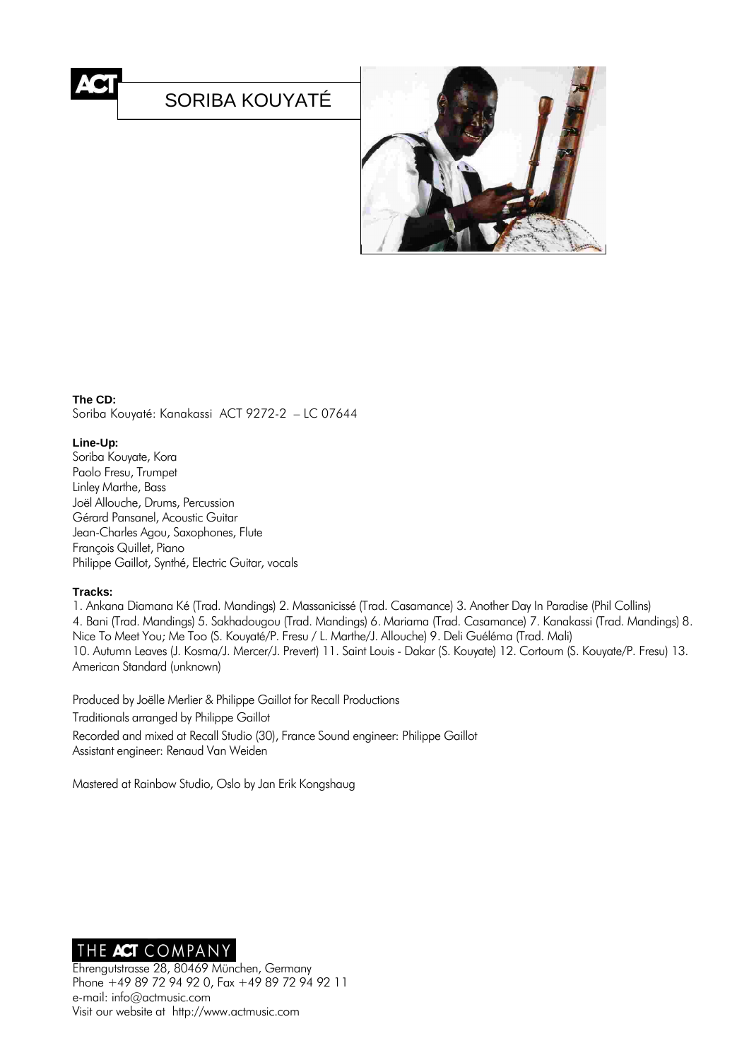# SORIBA KOUYATÉ

**The CD:**
Soriba Kouyaté: Kanakassi ACT 9272-2 – LC 07644

**Line-Up:**
Soriba Kouyate, Kora
Paolo Fresu, Trumpet
Linley Marthe, Bass
Joël Allouche, Drums, Percussion
Gérard Pansanel, Acoustic Guitar
Jean-Charles Agou, Saxophones, Flute
François Quillet, Piano
Philippe Gaillot, Synthé, Electric Guitar, vocals

**Tracks:**
1. Ankana Diamana Ké (Trad. Mandings) 2. Massanicissé (Trad. Casamance) 3. Another Day In Paradise (Phil Collins) 4. Bani (Trad. Mandings) 5. Sakhadougou (Trad. Mandings) 6. Mariama (Trad. Casamance) 7. Kanakassi (Trad. Mandings) 8. Nice To Meet You; Me Too (S. Kouyaté/P. Fresu / L. Marthe/J. Allouche) 9. Deli Guéléma (Trad. Mali)
10. Autumn Leaves (J. Kosma/J. Mercer/J. Prevert) 11. Saint Louis - Dakar (S. Kouyate) 12. Cortoum (S. Kouyate/P. Fresu) 13. American Standard (unknown)

Produced by Joëlle Merlier & Philippe Gaillot for Recall Productions

Traditionals arranged by Philippe Gaillot

Recorded and mixed at Recall Studio (30), France Sound engineer: Philippe Gaillot
Assistant engineer: Renaud Van Weiden

Mastered at Rainbow Studio, Oslo by Jan Erik Kongshaug

THE ACT COMPANY
Ehrengutstrasse 28, 80469 München, Germany
Phone +49 89 72 94 92 0, Fax +49 89 72 94 92 11
e-mail: info@actmusic.com
Visit our website at http://www.actmusic.com